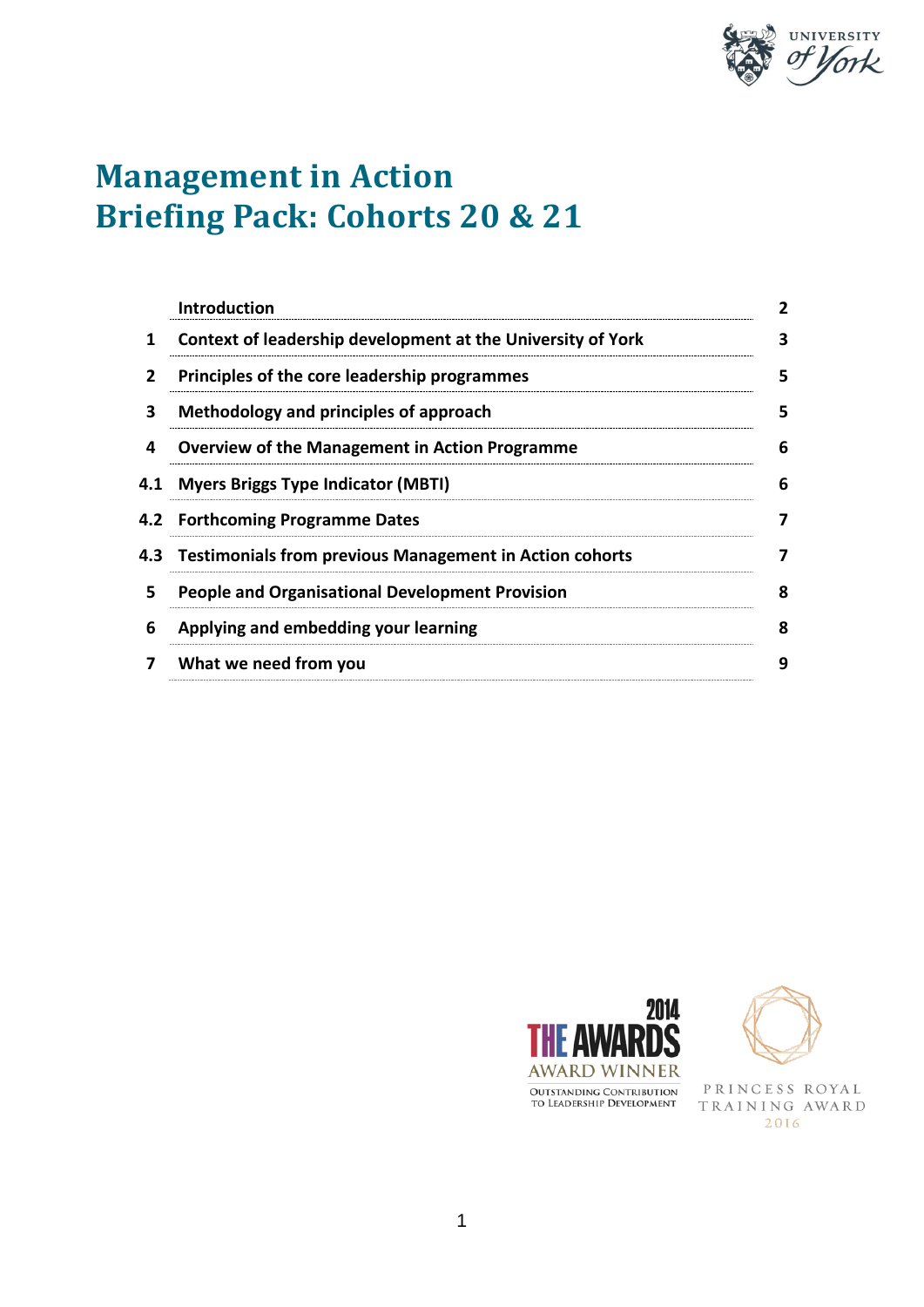# Management in Action
# Briefing Pack: Cohorts 20 & 21

| | | |
|---|---|---|
| | Introduction | 2 |
| 1 | Context of leadership development at the University of York | 3 |
| 2 | Principles of the core leadership programmes | 5 |
| 3 | Methodology and principles of approach | 5 |
| 4 | Overview of the Management in Action Programme | 6 |
| 4.1 | Myers Briggs Type Indicator (MBTI) | 6 |
| 4.2 | Forthcoming Programme Dates | 7 |
| 4.3 | Testimonials from previous Management in Action cohorts | 7 |
| 5 | People and Organisational Development Provision | 8 |
| 6 | Applying and embedding your learning | 8 |
| 7 | What we need from you | 9 |

2014 THE AWARDS AWARD WINNER
OUTSTANDING CONTRIBUTION TO LEADERSHIP DEVELOPMENT

PRINCESS ROYAL TRAINING AWARD 2016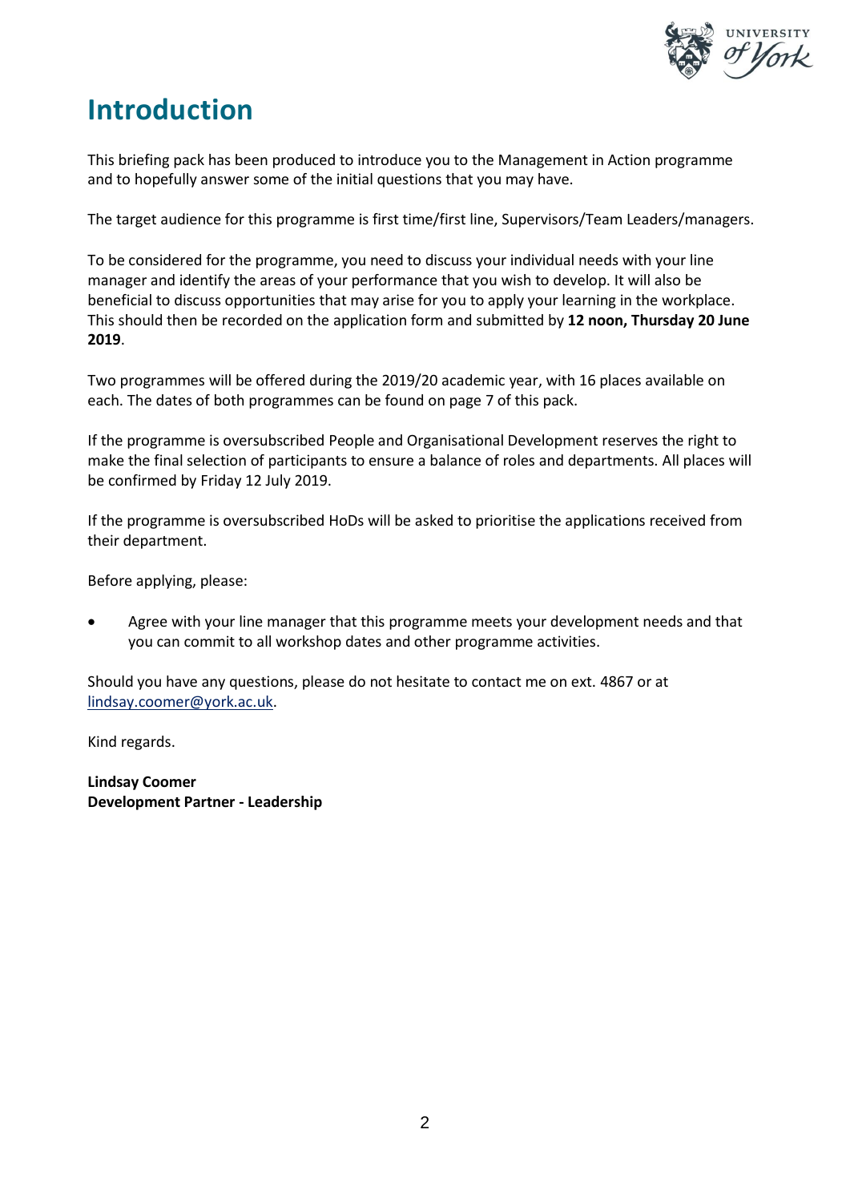# Introduction

This briefing pack has been produced to introduce you to the Management in Action programme and to hopefully answer some of the initial questions that you may have.

The target audience for this programme is first time/first line, Supervisors/Team Leaders/managers.

To be considered for the programme, you need to discuss your individual needs with your line manager and identify the areas of your performance that you wish to develop. It will also be beneficial to discuss opportunities that may arise for you to apply your learning in the workplace. This should then be recorded on the application form and submitted by **12 noon, Thursday 20 June 2019**.

Two programmes will be offered during the 2019/20 academic year, with 16 places available on each. The dates of both programmes can be found on page 7 of this pack.

If the programme is oversubscribed People and Organisational Development reserves the right to make the final selection of participants to ensure a balance of roles and departments. All places will be confirmed by Friday 12 July 2019.

If the programme is oversubscribed HoDs will be asked to prioritise the applications received from their department.

Before applying, please:

- Agree with your line manager that this programme meets your development needs and that you can commit to all workshop dates and other programme activities.

Should you have any questions, please do not hesitate to contact me on ext. 4867 or at lindsay.coomer@york.ac.uk.

Kind regards.

**Lindsay Coomer**
**Development Partner - Leadership**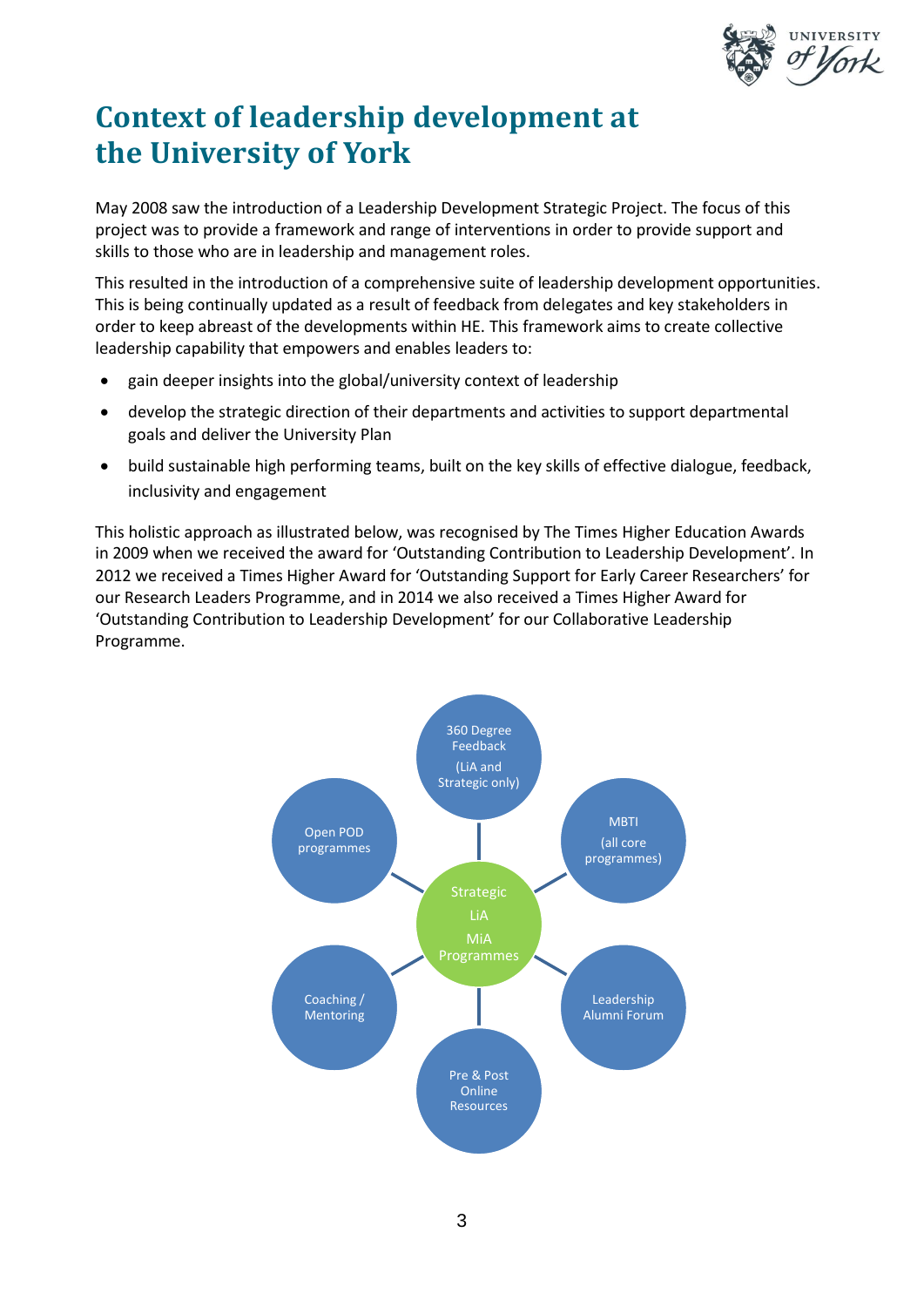# Context of leadership development at the University of York

May 2008 saw the introduction of a Leadership Development Strategic Project. The focus of this project was to provide a framework and range of interventions in order to provide support and skills to those who are in leadership and management roles.

This resulted in the introduction of a comprehensive suite of leadership development opportunities. This is being continually updated as a result of feedback from delegates and key stakeholders in order to keep abreast of the developments within HE. This framework aims to create collective leadership capability that empowers and enables leaders to:

- gain deeper insights into the global/university context of leadership
- develop the strategic direction of their departments and activities to support departmental goals and deliver the University Plan
- build sustainable high performing teams, built on the key skills of effective dialogue, feedback, inclusivity and engagement

This holistic approach as illustrated below, was recognised by The Times Higher Education Awards in 2009 when we received the award for 'Outstanding Contribution to Leadership Development'. In 2012 we received a Times Higher Award for 'Outstanding Support for Early Career Researchers' for our Research Leaders Programme, and in 2014 we also received a Times Higher Award for 'Outstanding Contribution to Leadership Development' for our Collaborative Leadership Programme.

Strategic
LiA
MiA
Programmes

- 360 Degree Feedback (LiA and Strategic only)
- MBTI (all core programmes)
- Leadership Alumni Forum
- Pre & Post Online Resources
- Coaching / Mentoring
- Open POD programmes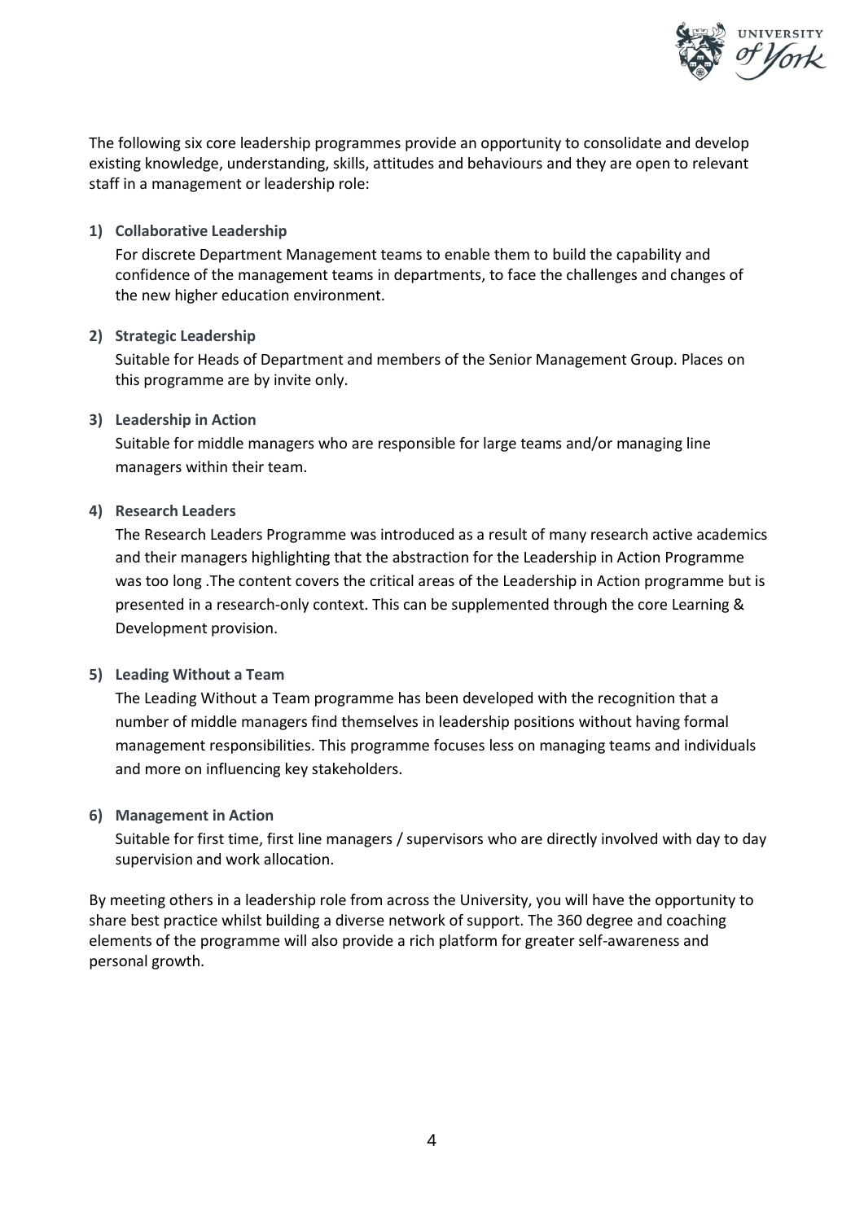The following six core leadership programmes provide an opportunity to consolidate and develop existing knowledge, understanding, skills, attitudes and behaviours and they are open to relevant staff in a management or leadership role:

1) **Collaborative Leadership**

   For discrete Department Management teams to enable them to build the capability and confidence of the management teams in departments, to face the challenges and changes of the new higher education environment.

2) **Strategic Leadership**

   Suitable for Heads of Department and members of the Senior Management Group. Places on this programme are by invite only.

3) **Leadership in Action**

   Suitable for middle managers who are responsible for large teams and/or managing line managers within their team.

4) **Research Leaders**

   The Research Leaders Programme was introduced as a result of many research active academics and their managers highlighting that the abstraction for the Leadership in Action Programme was too long .The content covers the critical areas of the Leadership in Action programme but is presented in a research-only context. This can be supplemented through the core Learning & Development provision.

5) **Leading Without a Team**

   The Leading Without a Team programme has been developed with the recognition that a number of middle managers find themselves in leadership positions without having formal management responsibilities. This programme focuses less on managing teams and individuals and more on influencing key stakeholders.

6) **Management in Action**

   Suitable for first time, first line managers / supervisors who are directly involved with day to day supervision and work allocation.

By meeting others in a leadership role from across the University, you will have the opportunity to share best practice whilst building a diverse network of support. The 360 degree and coaching elements of the programme will also provide a rich platform for greater self-awareness and personal growth.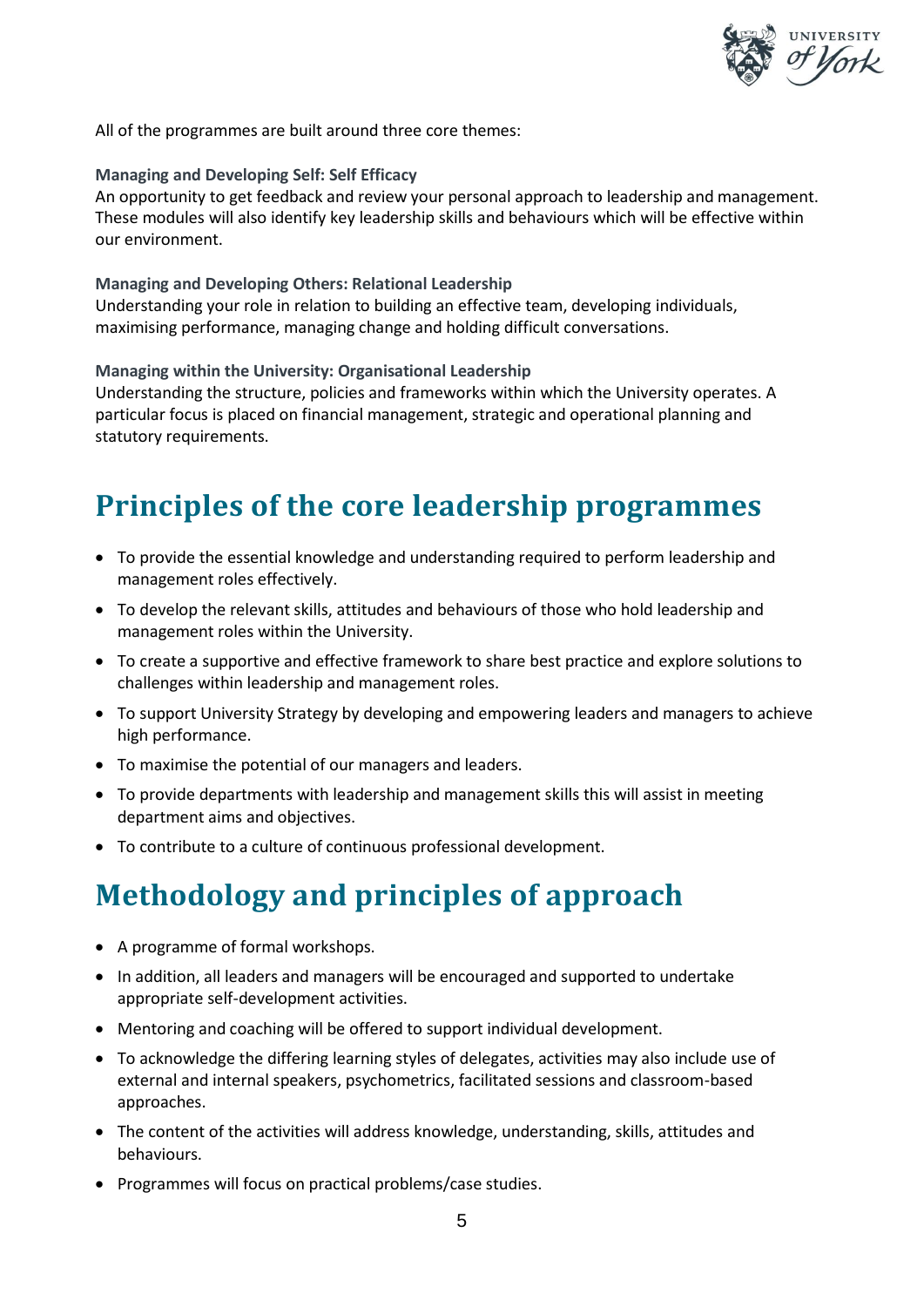All of the programmes are built around three core themes:

**Managing and Developing Self: Self Efficacy**
An opportunity to get feedback and review your personal approach to leadership and management. These modules will also identify key leadership skills and behaviours which will be effective within our environment.

**Managing and Developing Others: Relational Leadership**
Understanding your role in relation to building an effective team, developing individuals, maximising performance, managing change and holding difficult conversations.

**Managing within the University: Organisational Leadership**
Understanding the structure, policies and frameworks within which the University operates. A particular focus is placed on financial management, strategic and operational planning and statutory requirements.

# Principles of the core leadership programmes

- To provide the essential knowledge and understanding required to perform leadership and management roles effectively.
- To develop the relevant skills, attitudes and behaviours of those who hold leadership and management roles within the University.
- To create a supportive and effective framework to share best practice and explore solutions to challenges within leadership and management roles.
- To support University Strategy by developing and empowering leaders and managers to achieve high performance.
- To maximise the potential of our managers and leaders.
- To provide departments with leadership and management skills this will assist in meeting department aims and objectives.
- To contribute to a culture of continuous professional development.

# Methodology and principles of approach

- A programme of formal workshops.
- In addition, all leaders and managers will be encouraged and supported to undertake appropriate self-development activities.
- Mentoring and coaching will be offered to support individual development.
- To acknowledge the differing learning styles of delegates, activities may also include use of external and internal speakers, psychometrics, facilitated sessions and classroom-based approaches.
- The content of the activities will address knowledge, understanding, skills, attitudes and behaviours.
- Programmes will focus on practical problems/case studies.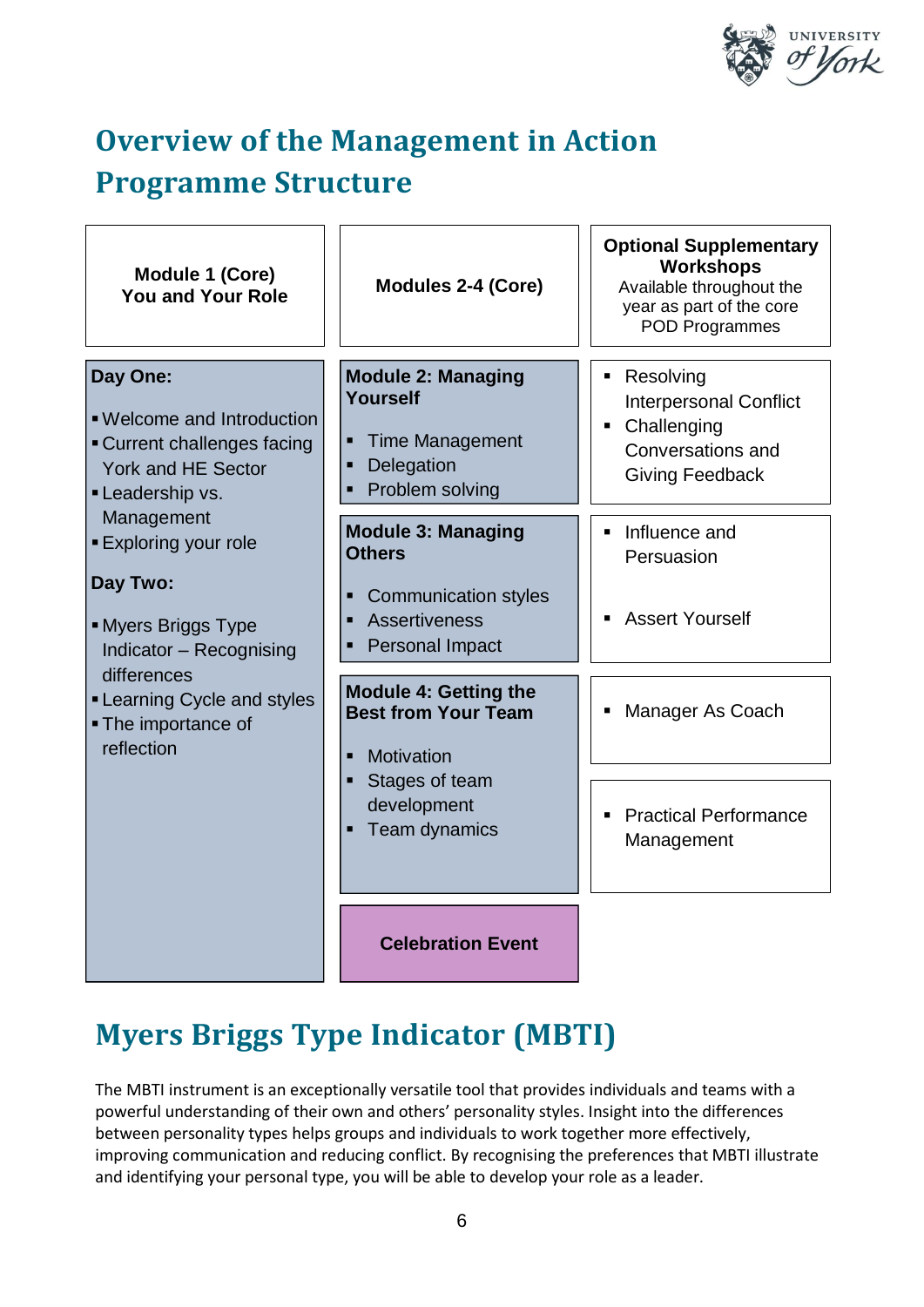# Overview of the Management in Action Programme Structure

| Module 1 (Core) You and Your Role | Modules 2-4 (Core) | Optional Supplementary Workshops Available throughout the year as part of the core POD Programmes |
|---|---|---|
| **Day One:**<br>▪ Welcome and Introduction<br>▪ Current challenges facing York and HE Sector<br>▪ Leadership vs. Management<br>▪ Exploring your role<br>**Day Two:**<br>▪ Myers Briggs Type Indicator – Recognising differences<br>▪ Learning Cycle and styles<br>▪ The importance of reflection | **Module 2: Managing Yourself**<br>▪ Time Management<br>▪ Delegation<br>▪ Problem solving | ▪ Resolving Interpersonal Conflict<br>▪ Challenging Conversations and Giving Feedback |
| | **Module 3: Managing Others**<br>▪ Communication styles<br>▪ Assertiveness<br>▪ Personal Impact | ▪ Influence and Persuasion<br>▪ Assert Yourself |
| | **Module 4: Getting the Best from Your Team**<br>▪ Motivation<br>▪ Stages of team development<br>▪ Team dynamics | ▪ Manager As Coach<br>▪ Practical Performance Management |
| | **Celebration Event** | |

# Myers Briggs Type Indicator (MBTI)

The MBTI instrument is an exceptionally versatile tool that provides individuals and teams with a powerful understanding of their own and others' personality styles. Insight into the differences between personality types helps groups and individuals to work together more effectively, improving communication and reducing conflict. By recognising the preferences that MBTI illustrate and identifying your personal type, you will be able to develop your role as a leader.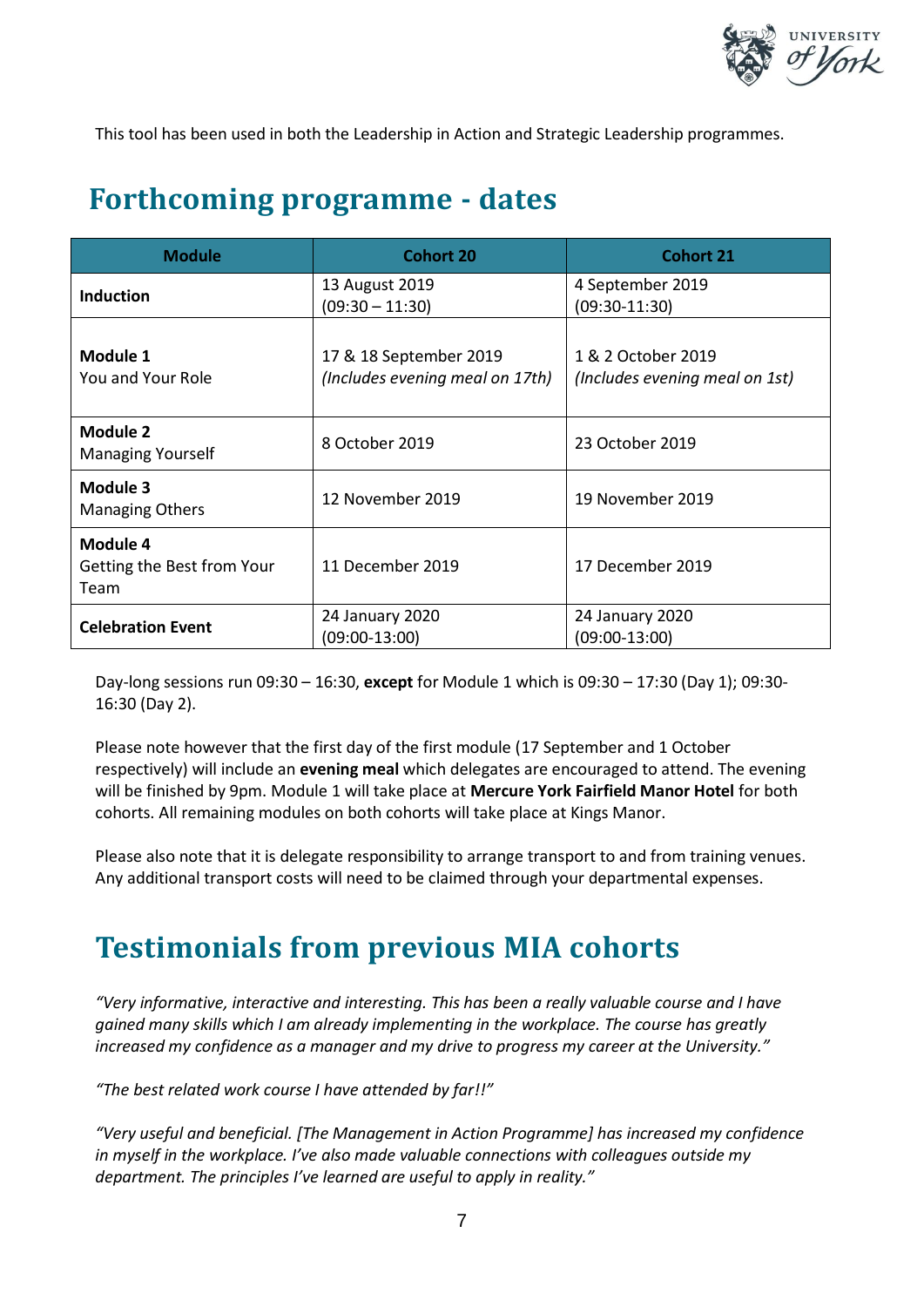This tool has been used in both the Leadership in Action and Strategic Leadership programmes.

## Forthcoming programme - dates

| Module | Cohort 20 | Cohort 21 |
|---|---|---|
| **Induction** | 13 August 2019 (09:30 – 11:30) | 4 September 2019 (09:30-11:30) |
| **Module 1** You and Your Role | 17 & 18 September 2019 *(Includes evening meal on 17th)* | 1 & 2 October 2019 *(Includes evening meal on 1st)* |
| **Module 2** Managing Yourself | 8 October 2019 | 23 October 2019 |
| **Module 3** Managing Others | 12 November 2019 | 19 November 2019 |
| **Module 4** Getting the Best from Your Team | 11 December 2019 | 17 December 2019 |
| **Celebration Event** | 24 January 2020 (09:00-13:00) | 24 January 2020 (09:00-13:00) |

Day-long sessions run 09:30 – 16:30, **except** for Module 1 which is 09:30 – 17:30 (Day 1); 09:30-16:30 (Day 2).

Please note however that the first day of the first module (17 September and 1 October respectively) will include an **evening meal** which delegates are encouraged to attend. The evening will be finished by 9pm. Module 1 will take place at **Mercure York Fairfield Manor Hotel** for both cohorts. All remaining modules on both cohorts will take place at Kings Manor.

Please also note that it is delegate responsibility to arrange transport to and from training venues. Any additional transport costs will need to be claimed through your departmental expenses.

## Testimonials from previous MIA cohorts

*"Very informative, interactive and interesting. This has been a really valuable course and I have gained many skills which I am already implementing in the workplace. The course has greatly increased my confidence as a manager and my drive to progress my career at the University."*

*"The best related work course I have attended by far!!"*

*"Very useful and beneficial. [The Management in Action Programme] has increased my confidence in myself in the workplace. I've also made valuable connections with colleagues outside my department. The principles I've learned are useful to apply in reality."*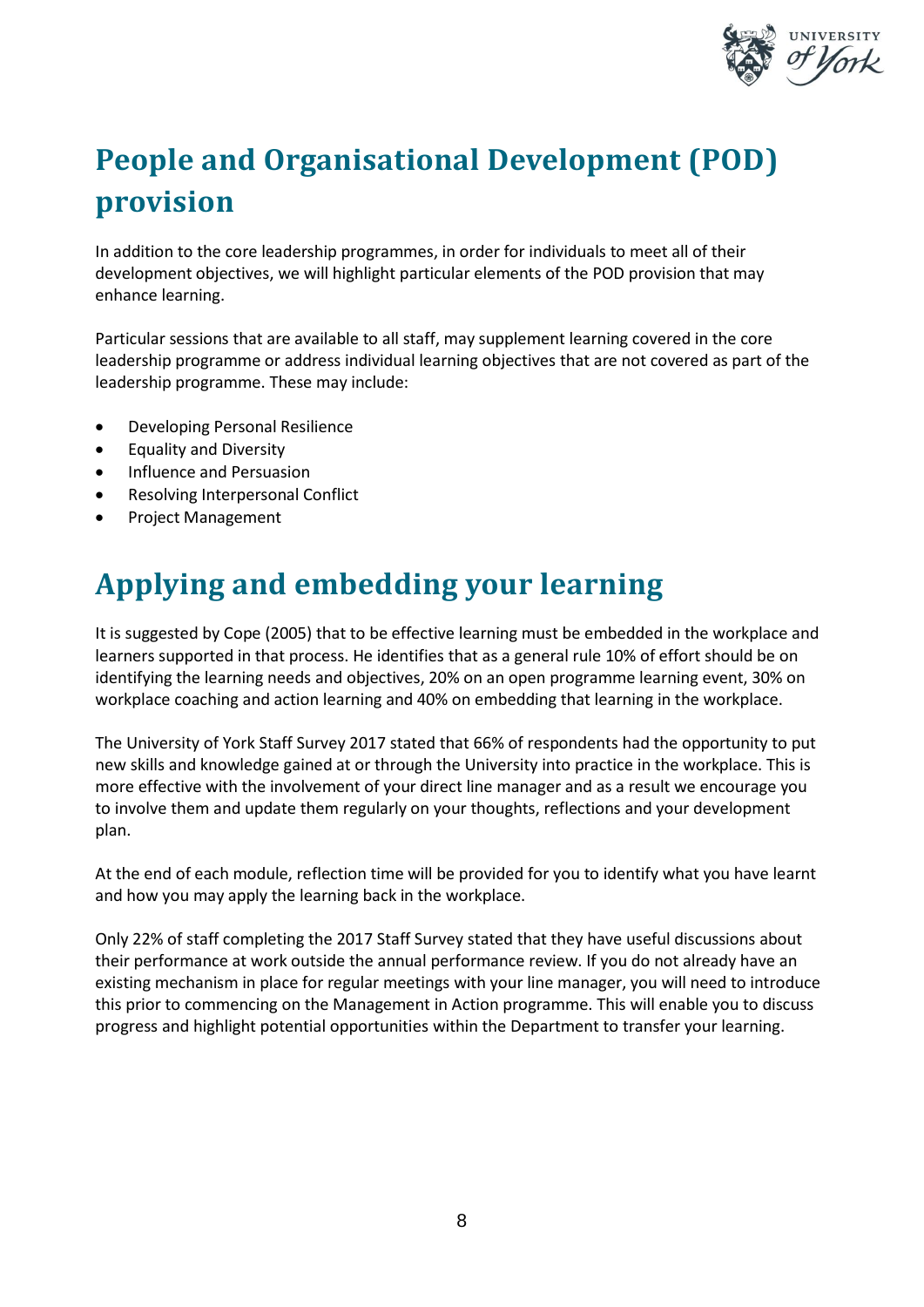# People and Organisational Development (POD) provision

In addition to the core leadership programmes, in order for individuals to meet all of their development objectives, we will highlight particular elements of the POD provision that may enhance learning.

Particular sessions that are available to all staff, may supplement learning covered in the core leadership programme or address individual learning objectives that are not covered as part of the leadership programme. These may include:

- Developing Personal Resilience
- Equality and Diversity
- Influence and Persuasion
- Resolving Interpersonal Conflict
- Project Management

# Applying and embedding your learning

It is suggested by Cope (2005) that to be effective learning must be embedded in the workplace and learners supported in that process. He identifies that as a general rule 10% of effort should be on identifying the learning needs and objectives, 20% on an open programme learning event, 30% on workplace coaching and action learning and 40% on embedding that learning in the workplace.

The University of York Staff Survey 2017 stated that 66% of respondents had the opportunity to put new skills and knowledge gained at or through the University into practice in the workplace. This is more effective with the involvement of your direct line manager and as a result we encourage you to involve them and update them regularly on your thoughts, reflections and your development plan.

At the end of each module, reflection time will be provided for you to identify what you have learnt and how you may apply the learning back in the workplace.

Only 22% of staff completing the 2017 Staff Survey stated that they have useful discussions about their performance at work outside the annual performance review. If you do not already have an existing mechanism in place for regular meetings with your line manager, you will need to introduce this prior to commencing on the Management in Action programme. This will enable you to discuss progress and highlight potential opportunities within the Department to transfer your learning.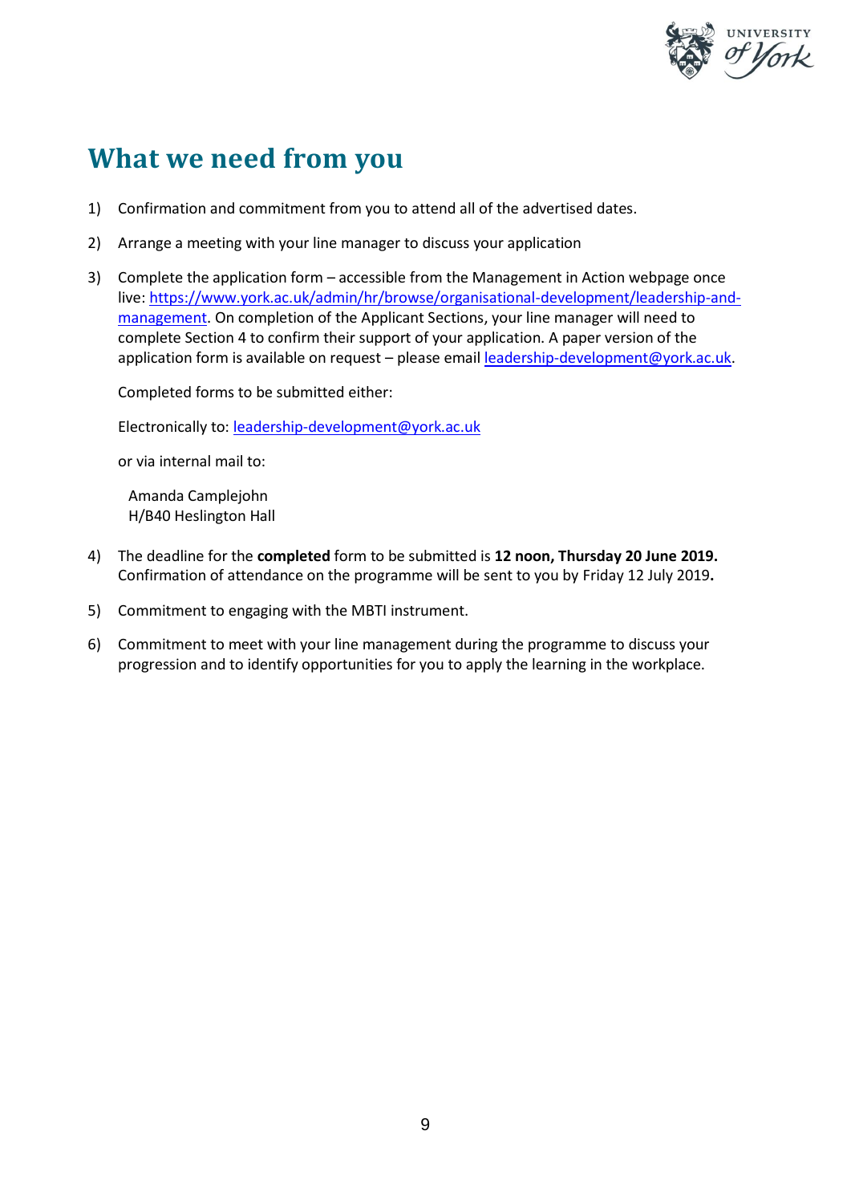# What we need from you

1) Confirmation and commitment from you to attend all of the advertised dates.

2) Arrange a meeting with your line manager to discuss your application

3) Complete the application form – accessible from the Management in Action webpage once live: https://www.york.ac.uk/admin/hr/browse/organisational-development/leadership-and-management. On completion of the Applicant Sections, your line manager will need to complete Section 4 to confirm their support of your application. A paper version of the application form is available on request – please email leadership-development@york.ac.uk.

   Completed forms to be submitted either:

   Electronically to: leadership-development@york.ac.uk

   or via internal mail to:

   Amanda Camplejohn
   H/B40 Heslington Hall

4) The deadline for the **completed** form to be submitted is **12 noon, Thursday 20 June 2019.** Confirmation of attendance on the programme will be sent to you by Friday 12 July 2019**.**

5) Commitment to engaging with the MBTI instrument.

6) Commitment to meet with your line management during the programme to discuss your progression and to identify opportunities for you to apply the learning in the workplace.